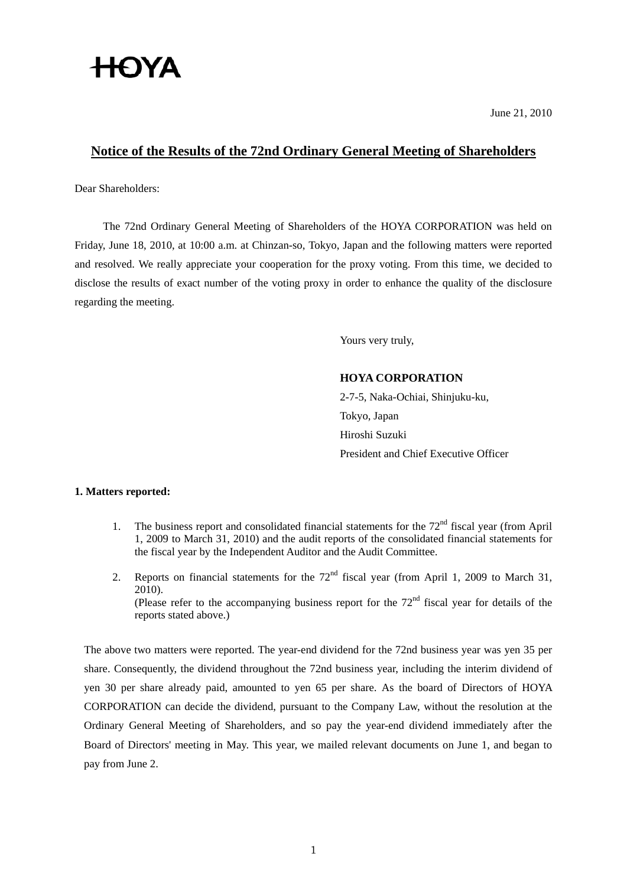HOYA

June 21, 2010

# Notice of the Results of the 72nd Ordinary General Meeting of Shareholders

Dear Shareholders:

The 72nd Ordinary General Meeting of Shareholders of the HOYA CORPORATION was held on Friday, June 18, 2010, at 10:00 a.m. at Chinzan-so, Tokyo, Japan and the following matters were reported and resolved. We really appreciate your cooperation for the proxy voting. From this time, we decided to disclose the results of exact number of the voting proxy in order to enhance the quality of the disclosure regarding the meeting.

Yours very truly,

**HOYA CORPORATION**
2-7-5, Naka-Ochiai, Shinjuku-ku,
Tokyo, Japan
Hiroshi Suzuki
President and Chief Executive Officer

**1. Matters reported:**

1. The business report and consolidated financial statements for the 72nd fiscal year (from April 1, 2009 to March 31, 2010) and the audit reports of the consolidated financial statements for the fiscal year by the Independent Auditor and the Audit Committee.
2. Reports on financial statements for the 72nd fiscal year (from April 1, 2009 to March 31, 2010).
(Please refer to the accompanying business report for the 72nd fiscal year for details of the reports stated above.)

The above two matters were reported. The year-end dividend for the 72nd business year was yen 35 per share. Consequently, the dividend throughout the 72nd business year, including the interim dividend of yen 30 per share already paid, amounted to yen 65 per share. As the board of Directors of HOYA CORPORATION can decide the dividend, pursuant to the Company Law, without the resolution at the Ordinary General Meeting of Shareholders, and so pay the year-end dividend immediately after the Board of Directors' meeting in May. This year, we mailed relevant documents on June 1, and began to pay from June 2.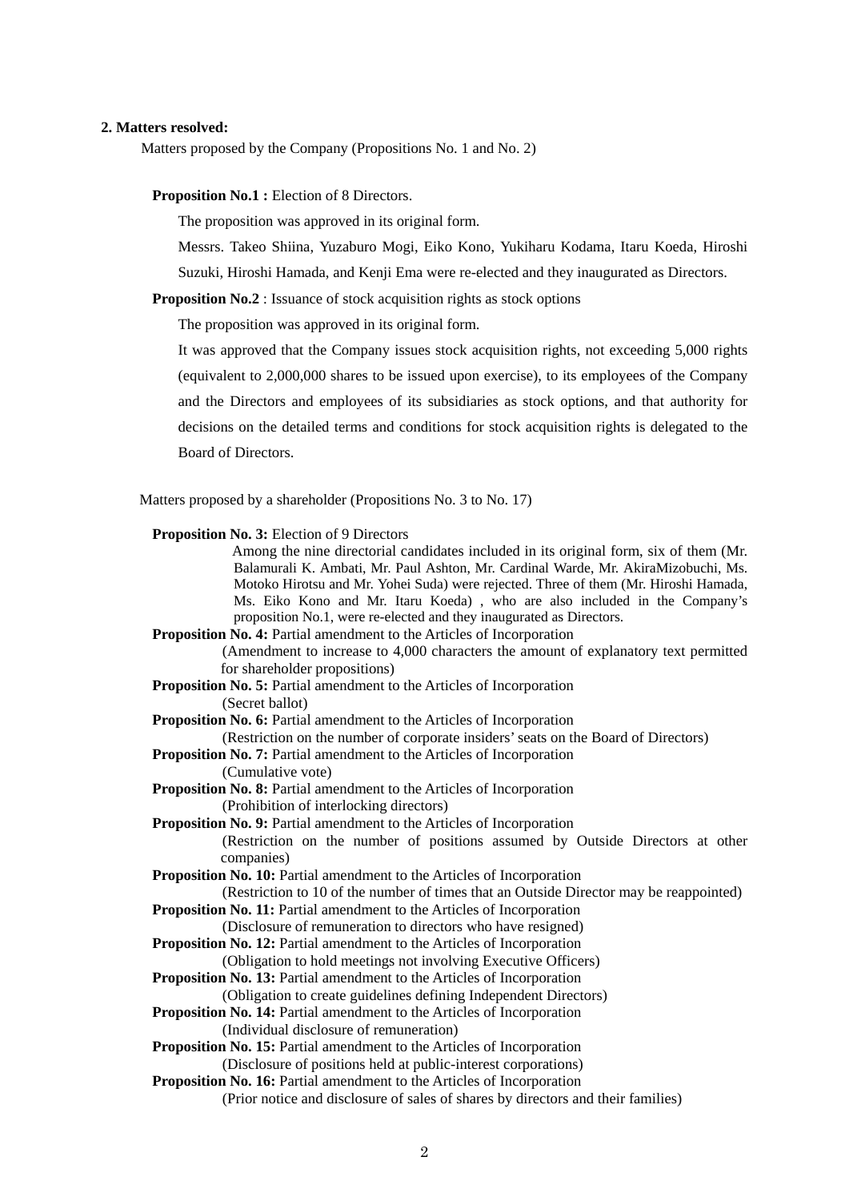**2. Matters resolved:**

Matters proposed by the Company (Propositions No. 1 and No. 2)

**Proposition No.1 :** Election of 8 Directors.

The proposition was approved in its original form.

Messrs. Takeo Shiina, Yuzaburo Mogi, Eiko Kono, Yukiharu Kodama, Itaru Koeda, Hiroshi Suzuki, Hiroshi Hamada, and Kenji Ema were re-elected and they inaugurated as Directors.

**Proposition No.2** : Issuance of stock acquisition rights as stock options

The proposition was approved in its original form.

It was approved that the Company issues stock acquisition rights, not exceeding 5,000 rights (equivalent to 2,000,000 shares to be issued upon exercise), to its employees of the Company and the Directors and employees of its subsidiaries as stock options, and that authority for decisions on the detailed terms and conditions for stock acquisition rights is delegated to the Board of Directors.

Matters proposed by a shareholder (Propositions No. 3 to No. 17)

**Proposition No. 3:** Election of 9 Directors

Among the nine directorial candidates included in its original form, six of them (Mr. Balamurali K. Ambati, Mr. Paul Ashton, Mr. Cardinal Warde, Mr. AkiraMizobuchi, Ms. Motoko Hirotsu and Mr. Yohei Suda) were rejected. Three of them (Mr. Hiroshi Hamada, Ms. Eiko Kono and Mr. Itaru Koeda) , who are also included in the Company's proposition No.1, were re-elected and they inaugurated as Directors.

**Proposition No. 4:** Partial amendment to the Articles of Incorporation

(Amendment to increase to 4,000 characters the amount of explanatory text permitted for shareholder propositions)

**Proposition No. 5:** Partial amendment to the Articles of Incorporation

(Secret ballot)

**Proposition No. 6:** Partial amendment to the Articles of Incorporation

(Restriction on the number of corporate insiders' seats on the Board of Directors)

**Proposition No. 7:** Partial amendment to the Articles of Incorporation

(Cumulative vote)

**Proposition No. 8:** Partial amendment to the Articles of Incorporation

(Prohibition of interlocking directors)

**Proposition No. 9:** Partial amendment to the Articles of Incorporation

(Restriction on the number of positions assumed by Outside Directors at other companies)

**Proposition No. 10:** Partial amendment to the Articles of Incorporation

(Restriction to 10 of the number of times that an Outside Director may be reappointed)

**Proposition No. 11:** Partial amendment to the Articles of Incorporation

(Disclosure of remuneration to directors who have resigned)

**Proposition No. 12:** Partial amendment to the Articles of Incorporation

(Obligation to hold meetings not involving Executive Officers)

**Proposition No. 13:** Partial amendment to the Articles of Incorporation

(Obligation to create guidelines defining Independent Directors)

**Proposition No. 14:** Partial amendment to the Articles of Incorporation

(Individual disclosure of remuneration)

**Proposition No. 15:** Partial amendment to the Articles of Incorporation

(Disclosure of positions held at public-interest corporations)

**Proposition No. 16:** Partial amendment to the Articles of Incorporation

(Prior notice and disclosure of sales of shares by directors and their families)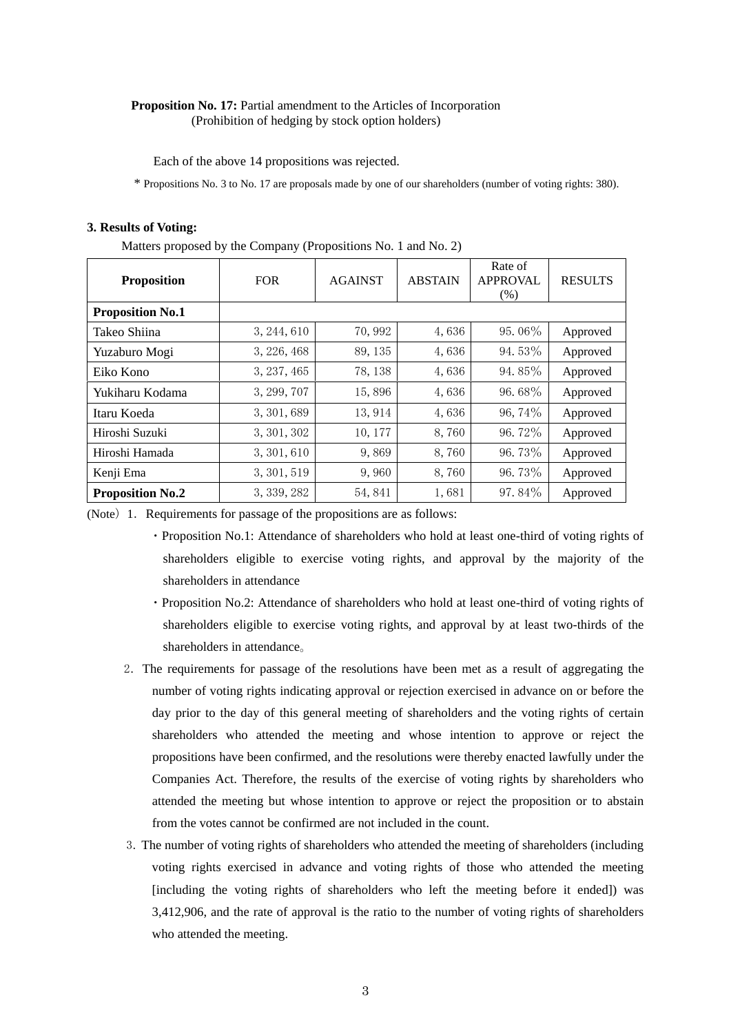**Proposition No. 17:** Partial amendment to the Articles of Incorporation
(Prohibition of hedging by stock option holders)

Each of the above 14 propositions was rejected.

\* Propositions No. 3 to No. 17 are proposals made by one of our shareholders (number of voting rights: 380).

**3. Results of Voting:**

Matters proposed by the Company (Propositions No. 1 and No. 2)

| Proposition | FOR | AGAINST | ABSTAIN | Rate of APPROVAL (%) | RESULTS |
|---|---|---|---|---|---|
| **Proposition No.1** | | | | | |
| Takeo Shiina | 3, 244, 610 | 70, 992 | 4, 636 | 95. 06% | Approved |
| Yuzaburo Mogi | 3, 226, 468 | 89, 135 | 4, 636 | 94. 53% | Approved |
| Eiko Kono | 3, 237, 465 | 78, 138 | 4, 636 | 94. 85% | Approved |
| Yukiharu Kodama | 3, 299, 707 | 15, 896 | 4, 636 | 96. 68% | Approved |
| Itaru Koeda | 3, 301, 689 | 13, 914 | 4, 636 | 96, 74% | Approved |
| Hiroshi Suzuki | 3, 301, 302 | 10, 177 | 8, 760 | 96. 72% | Approved |
| Hiroshi Hamada | 3, 301, 610 | 9, 869 | 8, 760 | 96. 73% | Approved |
| Kenji Ema | 3, 301, 519 | 9, 960 | 8, 760 | 96. 73% | Approved |
| **Proposition No.2** | 3, 339, 282 | 54, 841 | 1, 681 | 97. 84% | Approved |

(Note) 1. Requirements for passage of the propositions are as follows:

・Proposition No.1: Attendance of shareholders who hold at least one-third of voting rights of shareholders eligible to exercise voting rights, and approval by the majority of the shareholders in attendance

・Proposition No.2: Attendance of shareholders who hold at least one-third of voting rights of shareholders eligible to exercise voting rights, and approval by at least two-thirds of the shareholders in attendance。

2. The requirements for passage of the resolutions have been met as a result of aggregating the number of voting rights indicating approval or rejection exercised in advance on or before the day prior to the day of this general meeting of shareholders and the voting rights of certain shareholders who attended the meeting and whose intention to approve or reject the propositions have been confirmed, and the resolutions were thereby enacted lawfully under the Companies Act. Therefore, the results of the exercise of voting rights by shareholders who attended the meeting but whose intention to approve or reject the proposition or to abstain from the votes cannot be confirmed are not included in the count.

3. The number of voting rights of shareholders who attended the meeting of shareholders (including voting rights exercised in advance and voting rights of those who attended the meeting [including the voting rights of shareholders who left the meeting before it ended]) was 3,412,906, and the rate of approval is the ratio to the number of voting rights of shareholders who attended the meeting.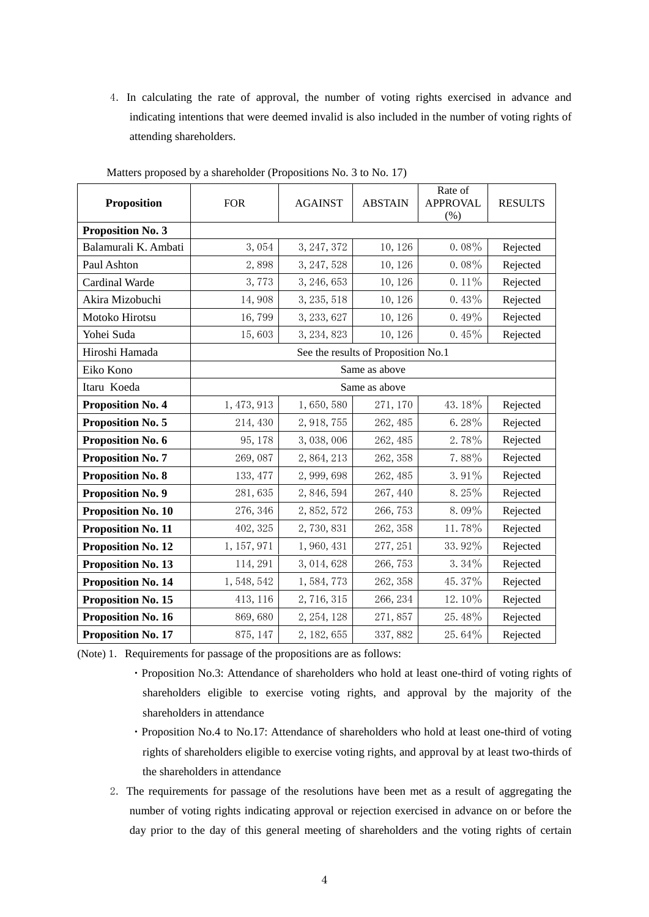4. In calculating the rate of approval, the number of voting rights exercised in advance and indicating intentions that were deemed invalid is also included in the number of voting rights of attending shareholders.

Matters proposed by a shareholder (Propositions No. 3 to No. 17)

| Proposition | FOR | AGAINST | ABSTAIN | Rate of APPROVAL (%) | RESULTS |
|---|---|---|---|---|---|
| **Proposition No. 3** | | | | | |
| Balamurali K. Ambati | 3,054 | 3,247,372 | 10,126 | 0.08% | Rejected |
| Paul Ashton | 2,898 | 3,247,528 | 10,126 | 0.08% | Rejected |
| Cardinal Warde | 3,773 | 3,246,653 | 10,126 | 0.11% | Rejected |
| Akira Mizobuchi | 14,908 | 3,235,518 | 10,126 | 0.43% | Rejected |
| Motoko Hirotsu | 16,799 | 3,233,627 | 10,126 | 0.49% | Rejected |
| Yohei Suda | 15,603 | 3,234,823 | 10,126 | 0.45% | Rejected |
| Hiroshi Hamada | See the results of Proposition No.1 | | | | |
| Eiko Kono | Same as above | | | | |
| Itaru Koeda | Same as above | | | | |
| **Proposition No. 4** | 1,473,913 | 1,650,580 | 271,170 | 43.18% | Rejected |
| **Proposition No. 5** | 214,430 | 2,918,755 | 262,485 | 6.28% | Rejected |
| **Proposition No. 6** | 95,178 | 3,038,006 | 262,485 | 2.78% | Rejected |
| **Proposition No. 7** | 269,087 | 2,864,213 | 262,358 | 7.88% | Rejected |
| **Proposition No. 8** | 133,477 | 2,999,698 | 262,485 | 3.91% | Rejected |
| **Proposition No. 9** | 281,635 | 2,846,594 | 267,440 | 8.25% | Rejected |
| **Proposition No. 10** | 276,346 | 2,852,572 | 266,753 | 8.09% | Rejected |
| **Proposition No. 11** | 402,325 | 2,730,831 | 262,358 | 11.78% | Rejected |
| **Proposition No. 12** | 1,157,971 | 1,960,431 | 277,251 | 33.92% | Rejected |
| **Proposition No. 13** | 114,291 | 3,014,628 | 266,753 | 3.34% | Rejected |
| **Proposition No. 14** | 1,548,542 | 1,584,773 | 262,358 | 45.37% | Rejected |
| **Proposition No. 15** | 413,116 | 2,716,315 | 266,234 | 12.10% | Rejected |
| **Proposition No. 16** | 869,680 | 2,254,128 | 271,857 | 25.48% | Rejected |
| **Proposition No. 17** | 875,147 | 2,182,655 | 337,882 | 25.64% | Rejected |

(Note) 1. Requirements for passage of the propositions are as follows:

- Proposition No.3: Attendance of shareholders who hold at least one-third of voting rights of shareholders eligible to exercise voting rights, and approval by the majority of the shareholders in attendance
- Proposition No.4 to No.17: Attendance of shareholders who hold at least one-third of voting rights of shareholders eligible to exercise voting rights, and approval by at least two-thirds of the shareholders in attendance

2. The requirements for passage of the resolutions have been met as a result of aggregating the number of voting rights indicating approval or rejection exercised in advance on or before the day prior to the day of this general meeting of shareholders and the voting rights of certain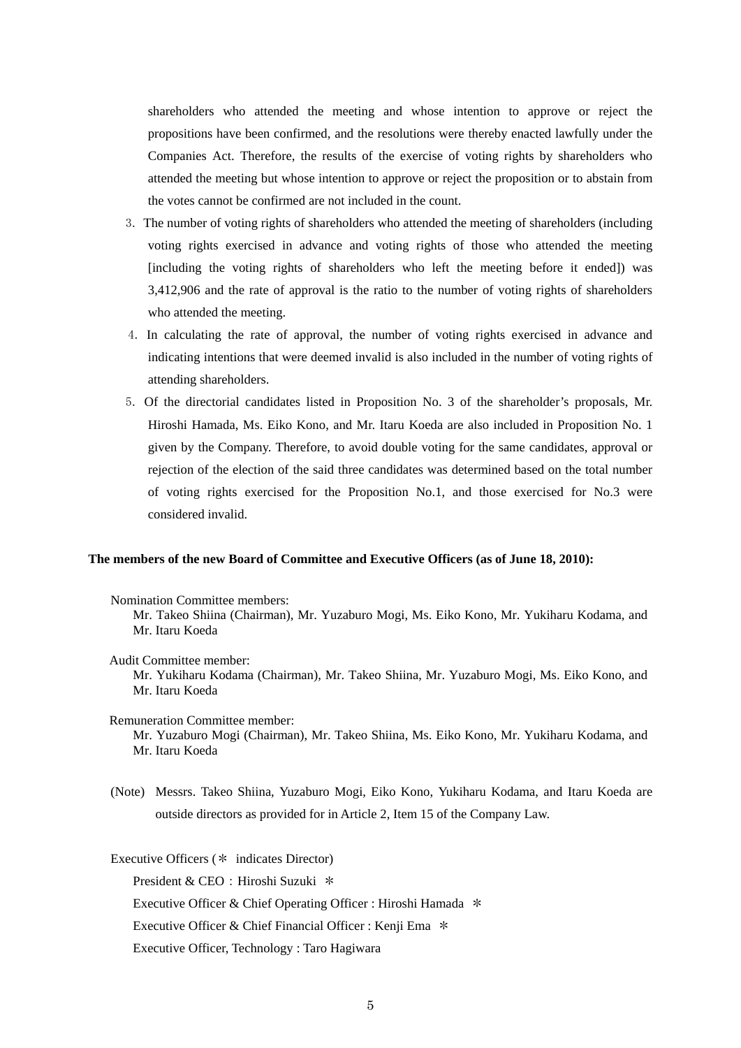shareholders who attended the meeting and whose intention to approve or reject the propositions have been confirmed, and the resolutions were thereby enacted lawfully under the Companies Act. Therefore, the results of the exercise of voting rights by shareholders who attended the meeting but whose intention to approve or reject the proposition or to abstain from the votes cannot be confirmed are not included in the count.

3. The number of voting rights of shareholders who attended the meeting of shareholders (including voting rights exercised in advance and voting rights of those who attended the meeting [including the voting rights of shareholders who left the meeting before it ended]) was 3,412,906 and the rate of approval is the ratio to the number of voting rights of shareholders who attended the meeting.
4. In calculating the rate of approval, the number of voting rights exercised in advance and indicating intentions that were deemed invalid is also included in the number of voting rights of attending shareholders.
5. Of the directorial candidates listed in Proposition No. 3 of the shareholder's proposals, Mr. Hiroshi Hamada, Ms. Eiko Kono, and Mr. Itaru Koeda are also included in Proposition No. 1 given by the Company. Therefore, to avoid double voting for the same candidates, approval or rejection of the election of the said three candidates was determined based on the total number of voting rights exercised for the Proposition No.1, and those exercised for No.3 were considered invalid.

**The members of the new Board of Committee and Executive Officers (as of June 18, 2010):**

Nomination Committee members:
Mr. Takeo Shiina (Chairman), Mr. Yuzaburo Mogi, Ms. Eiko Kono, Mr. Yukiharu Kodama, and Mr. Itaru Koeda

Audit Committee member:
Mr. Yukiharu Kodama (Chairman), Mr. Takeo Shiina, Mr. Yuzaburo Mogi, Ms. Eiko Kono, and Mr. Itaru Koeda

Remuneration Committee member:
Mr. Yuzaburo Mogi (Chairman), Mr. Takeo Shiina, Ms. Eiko Kono, Mr. Yukiharu Kodama, and Mr. Itaru Koeda

(Note) Messrs. Takeo Shiina, Yuzaburo Mogi, Eiko Kono, Yukiharu Kodama, and Itaru Koeda are outside directors as provided for in Article 2, Item 15 of the Company Law.

Executive Officers (＊ indicates Director)

President & CEO：Hiroshi Suzuki ＊

Executive Officer & Chief Operating Officer : Hiroshi Hamada ＊

Executive Officer & Chief Financial Officer : Kenji Ema ＊

Executive Officer, Technology : Taro Hagiwara